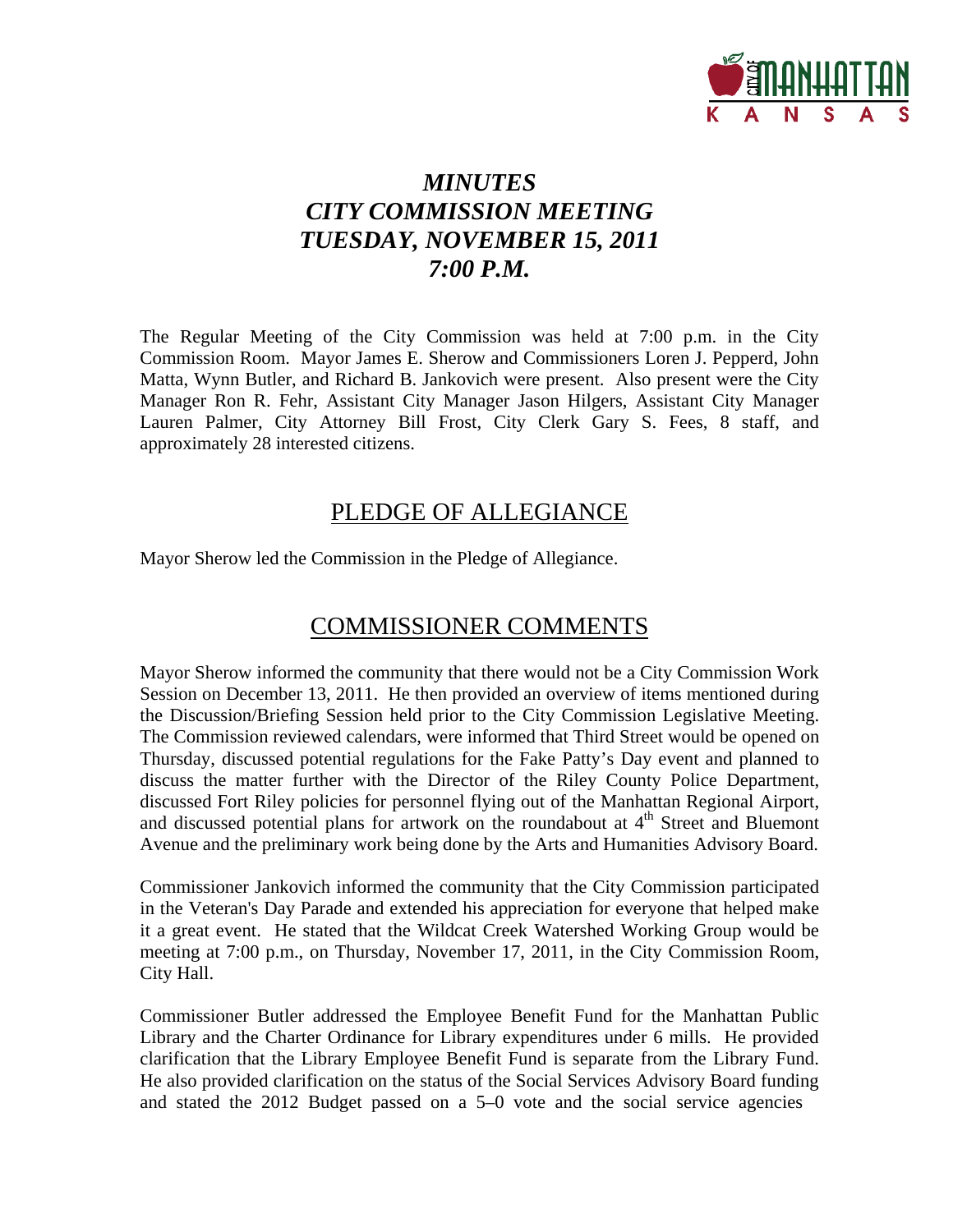# *MINUTES*
# *CITY COMMISSION MEETING*
# *TUESDAY, NOVEMBER 15, 2011*
# *7:00 P.M.*

The Regular Meeting of the City Commission was held at 7:00 p.m. in the City Commission Room. Mayor James E. Sherow and Commissioners Loren J. Pepperd, John Matta, Wynn Butler, and Richard B. Jankovich were present. Also present were the City Manager Ron R. Fehr, Assistant City Manager Jason Hilgers, Assistant City Manager Lauren Palmer, City Attorney Bill Frost, City Clerk Gary S. Fees, 8 staff, and approximately 28 interested citizens.

## PLEDGE OF ALLEGIANCE

Mayor Sherow led the Commission in the Pledge of Allegiance.

## COMMISSIONER COMMENTS

Mayor Sherow informed the community that there would not be a City Commission Work Session on December 13, 2011. He then provided an overview of items mentioned during the Discussion/Briefing Session held prior to the City Commission Legislative Meeting. The Commission reviewed calendars, were informed that Third Street would be opened on Thursday, discussed potential regulations for the Fake Patty's Day event and planned to discuss the matter further with the Director of the Riley County Police Department, discussed Fort Riley policies for personnel flying out of the Manhattan Regional Airport, and discussed potential plans for artwork on the roundabout at 4th Street and Bluemont Avenue and the preliminary work being done by the Arts and Humanities Advisory Board.

Commissioner Jankovich informed the community that the City Commission participated in the Veteran's Day Parade and extended his appreciation for everyone that helped make it a great event. He stated that the Wildcat Creek Watershed Working Group would be meeting at 7:00 p.m., on Thursday, November 17, 2011, in the City Commission Room, City Hall.

Commissioner Butler addressed the Employee Benefit Fund for the Manhattan Public Library and the Charter Ordinance for Library expenditures under 6 mills. He provided clarification that the Library Employee Benefit Fund is separate from the Library Fund. He also provided clarification on the status of the Social Services Advisory Board funding and stated the 2012 Budget passed on a 5–0 vote and the social service agencies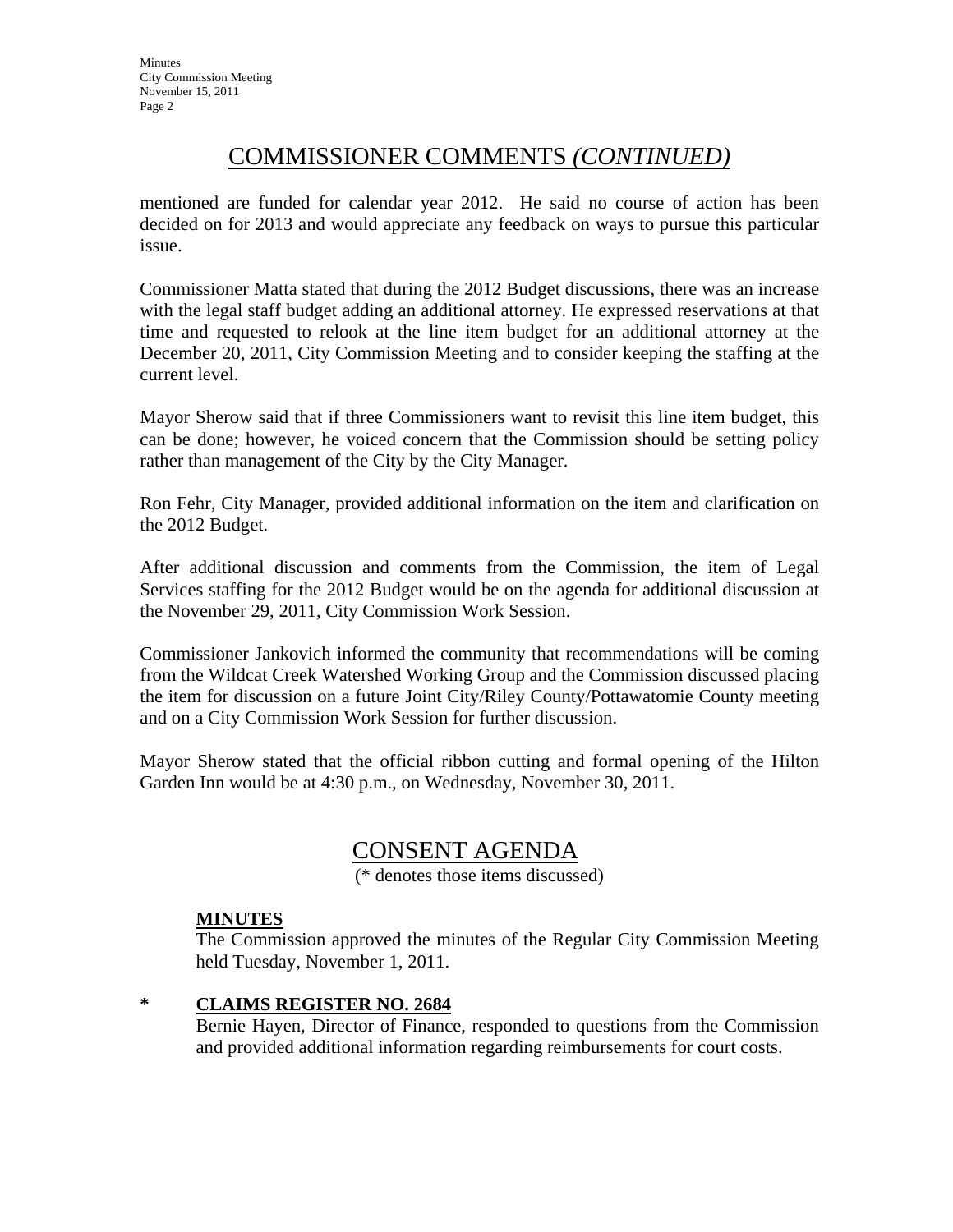## COMMISSIONER COMMENTS *(CONTINUED)*

mentioned are funded for calendar year 2012. He said no course of action has been decided on for 2013 and would appreciate any feedback on ways to pursue this particular issue.

Commissioner Matta stated that during the 2012 Budget discussions, there was an increase with the legal staff budget adding an additional attorney. He expressed reservations at that time and requested to relook at the line item budget for an additional attorney at the December 20, 2011, City Commission Meeting and to consider keeping the staffing at the current level.

Mayor Sherow said that if three Commissioners want to revisit this line item budget, this can be done; however, he voiced concern that the Commission should be setting policy rather than management of the City by the City Manager.

Ron Fehr, City Manager, provided additional information on the item and clarification on the 2012 Budget.

After additional discussion and comments from the Commission, the item of Legal Services staffing for the 2012 Budget would be on the agenda for additional discussion at the November 29, 2011, City Commission Work Session.

Commissioner Jankovich informed the community that recommendations will be coming from the Wildcat Creek Watershed Working Group and the Commission discussed placing the item for discussion on a future Joint City/Riley County/Pottawatomie County meeting and on a City Commission Work Session for further discussion.

Mayor Sherow stated that the official ribbon cutting and formal opening of the Hilton Garden Inn would be at 4:30 p.m., on Wednesday, November 30, 2011.

## CONSENT AGENDA

(* denotes those items discussed)

**MINUTES**

The Commission approved the minutes of the Regular City Commission Meeting held Tuesday, November 1, 2011.

\* **CLAIMS REGISTER NO. 2684**

Bernie Hayen, Director of Finance, responded to questions from the Commission and provided additional information regarding reimbursements for court costs.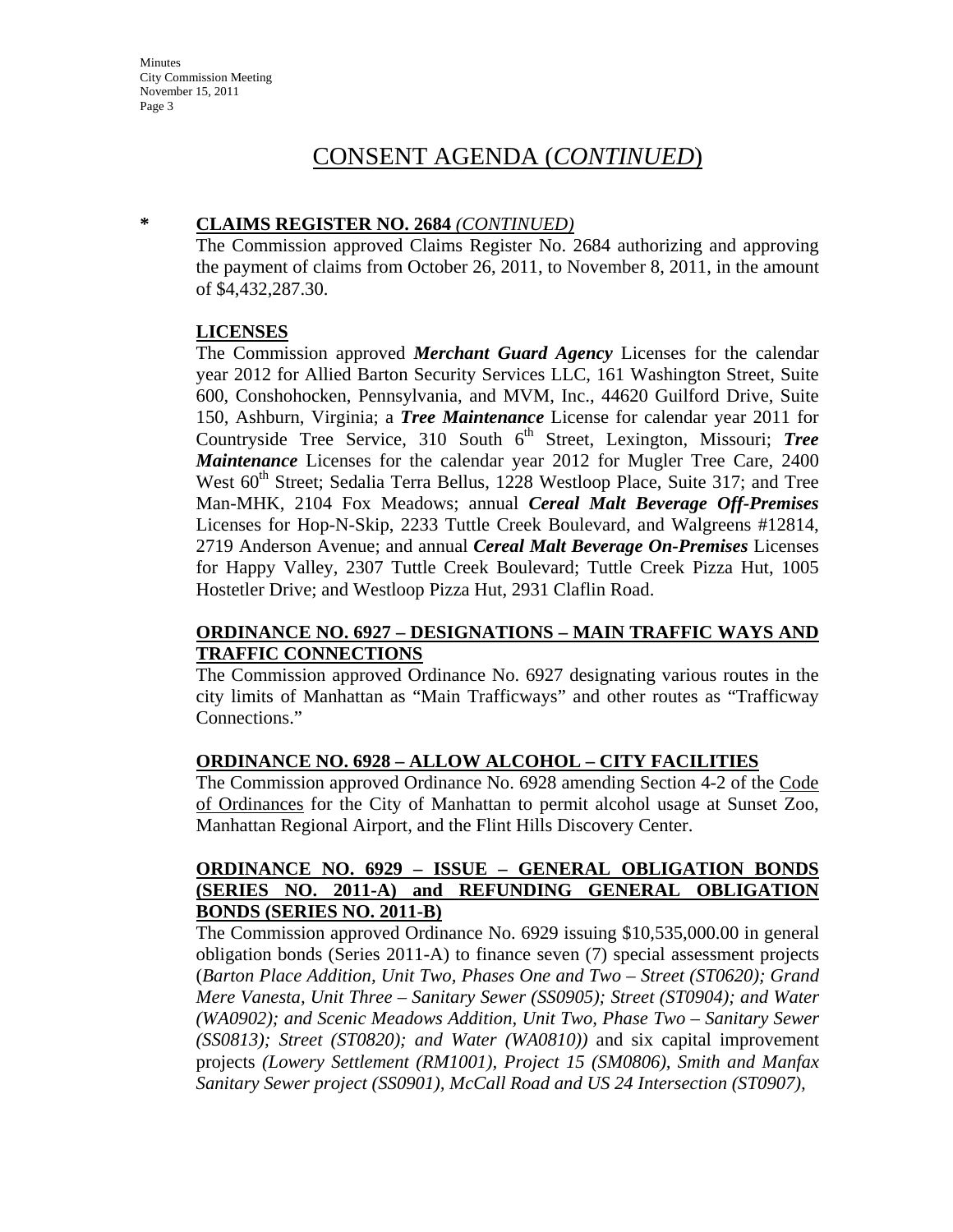# CONSENT AGENDA (*CONTINUED*)

**\*** **CLAIMS REGISTER NO. 2684** *(CONTINUED)*

The Commission approved Claims Register No. 2684 authorizing and approving the payment of claims from October 26, 2011, to November 8, 2011, in the amount of $4,432,287.30.

**LICENSES**

The Commission approved ***Merchant Guard Agency*** Licenses for the calendar year 2012 for Allied Barton Security Services LLC, 161 Washington Street, Suite 600, Conshohocken, Pennsylvania, and MVM, Inc., 44620 Guilford Drive, Suite 150, Ashburn, Virginia; a ***Tree Maintenance*** License for calendar year 2011 for Countryside Tree Service, 310 South 6th Street, Lexington, Missouri; ***Tree Maintenance*** Licenses for the calendar year 2012 for Mugler Tree Care, 2400 West 60th Street; Sedalia Terra Bellus, 1228 Westloop Place, Suite 317; and Tree Man-MHK, 2104 Fox Meadows; annual ***Cereal Malt Beverage Off-Premises*** Licenses for Hop-N-Skip, 2233 Tuttle Creek Boulevard, and Walgreens #12814, 2719 Anderson Avenue; and annual ***Cereal Malt Beverage On-Premises*** Licenses for Happy Valley, 2307 Tuttle Creek Boulevard; Tuttle Creek Pizza Hut, 1005 Hostetler Drive; and Westloop Pizza Hut, 2931 Claflin Road.

**ORDINANCE NO. 6927 – DESIGNATIONS – MAIN TRAFFIC WAYS AND TRAFFIC CONNECTIONS**

The Commission approved Ordinance No. 6927 designating various routes in the city limits of Manhattan as "Main Trafficways" and other routes as "Trafficway Connections."

**ORDINANCE NO. 6928 – ALLOW ALCOHOL – CITY FACILITIES**

The Commission approved Ordinance No. 6928 amending Section 4-2 of the Code of Ordinances for the City of Manhattan to permit alcohol usage at Sunset Zoo, Manhattan Regional Airport, and the Flint Hills Discovery Center.

**ORDINANCE NO. 6929 – ISSUE – GENERAL OBLIGATION BONDS (SERIES NO. 2011-A) and REFUNDING GENERAL OBLIGATION BONDS (SERIES NO. 2011-B)**

The Commission approved Ordinance No. 6929 issuing $10,535,000.00 in general obligation bonds (Series 2011-A) to finance seven (7) special assessment projects (*Barton Place Addition, Unit Two, Phases One and Two – Street (ST0620); Grand Mere Vanesta, Unit Three – Sanitary Sewer (SS0905); Street (ST0904); and Water (WA0902); and Scenic Meadows Addition, Unit Two, Phase Two – Sanitary Sewer (SS0813); Street (ST0820); and Water (WA0810))* and six capital improvement projects *(Lowery Settlement (RM1001), Project 15 (SM0806), Smith and Manfax Sanitary Sewer project (SS0901), McCall Road and US 24 Intersection (ST0907),*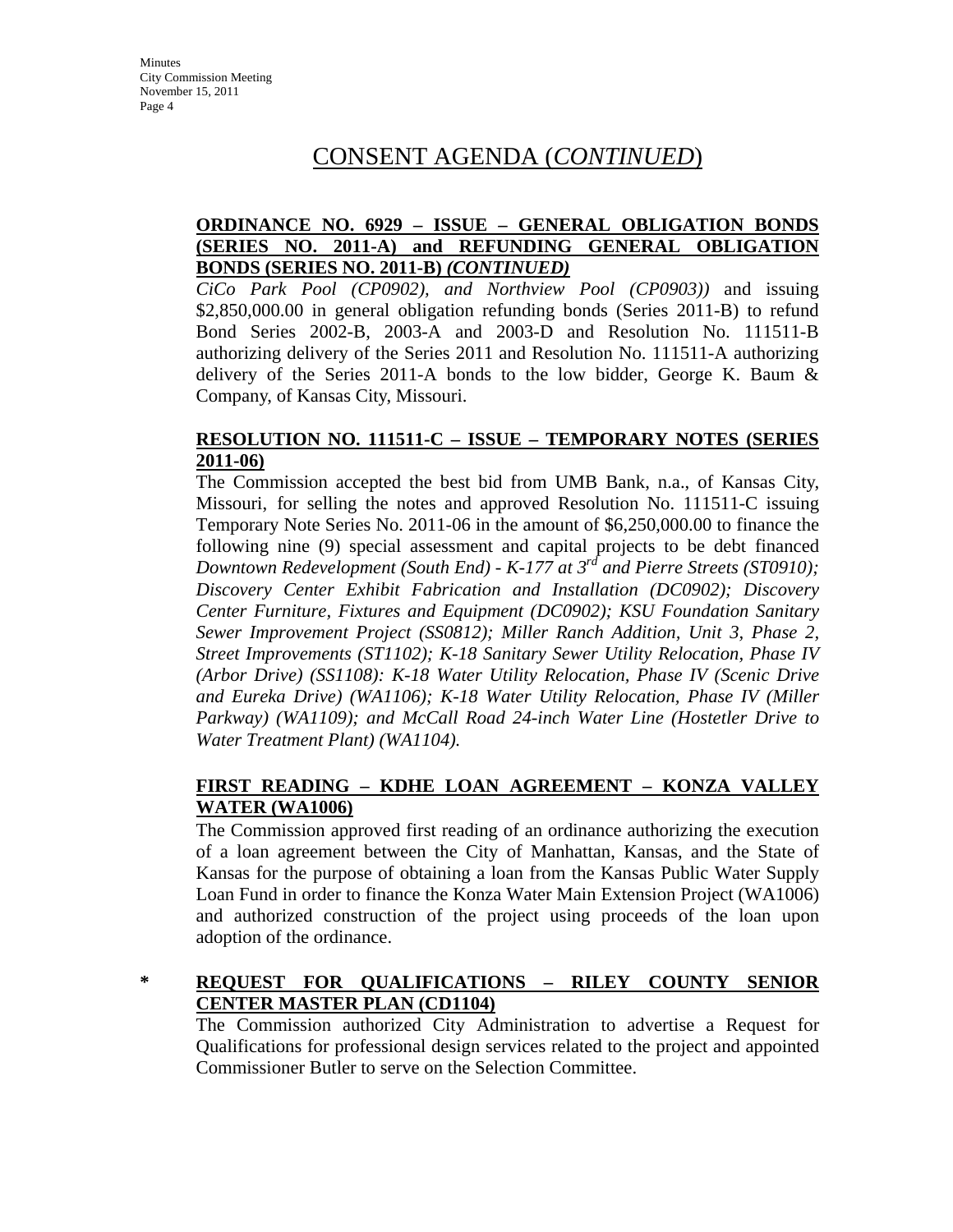# CONSENT AGENDA (*CONTINUED*)

**ORDINANCE NO. 6929 – ISSUE – GENERAL OBLIGATION BONDS (SERIES NO. 2011-A) and REFUNDING GENERAL OBLIGATION BONDS (SERIES NO. 2011-B) *(CONTINUED)***

*CiCo Park Pool (CP0902), and Northview Pool (CP0903))* and issuing $2,850,000.00 in general obligation refunding bonds (Series 2011-B) to refund Bond Series 2002-B, 2003-A and 2003-D and Resolution No. 111511-B authorizing delivery of the Series 2011 and Resolution No. 111511-A authorizing delivery of the Series 2011-A bonds to the low bidder, George K. Baum & Company, of Kansas City, Missouri.

**RESOLUTION NO. 111511-C – ISSUE – TEMPORARY NOTES (SERIES 2011-06)**

The Commission accepted the best bid from UMB Bank, n.a., of Kansas City, Missouri, for selling the notes and approved Resolution No. 111511-C issuing Temporary Note Series No. 2011-06 in the amount of $6,250,000.00 to finance the following nine (9) special assessment and capital projects to be debt financed *Downtown Redevelopment (South End) - K-177 at 3rd and Pierre Streets (ST0910); Discovery Center Exhibit Fabrication and Installation (DC0902); Discovery Center Furniture, Fixtures and Equipment (DC0902); KSU Foundation Sanitary Sewer Improvement Project (SS0812); Miller Ranch Addition, Unit 3, Phase 2, Street Improvements (ST1102); K-18 Sanitary Sewer Utility Relocation, Phase IV (Arbor Drive) (SS1108): K-18 Water Utility Relocation, Phase IV (Scenic Drive and Eureka Drive) (WA1106); K-18 Water Utility Relocation, Phase IV (Miller Parkway) (WA1109); and McCall Road 24-inch Water Line (Hostetler Drive to Water Treatment Plant) (WA1104).*

**FIRST READING – KDHE LOAN AGREEMENT – KONZA VALLEY WATER (WA1006)**

The Commission approved first reading of an ordinance authorizing the execution of a loan agreement between the City of Manhattan, Kansas, and the State of Kansas for the purpose of obtaining a loan from the Kansas Public Water Supply Loan Fund in order to finance the Konza Water Main Extension Project (WA1006) and authorized construction of the project using proceeds of the loan upon adoption of the ordinance.

\* **REQUEST FOR QUALIFICATIONS – RILEY COUNTY SENIOR CENTER MASTER PLAN (CD1104)**

The Commission authorized City Administration to advertise a Request for Qualifications for professional design services related to the project and appointed Commissioner Butler to serve on the Selection Committee.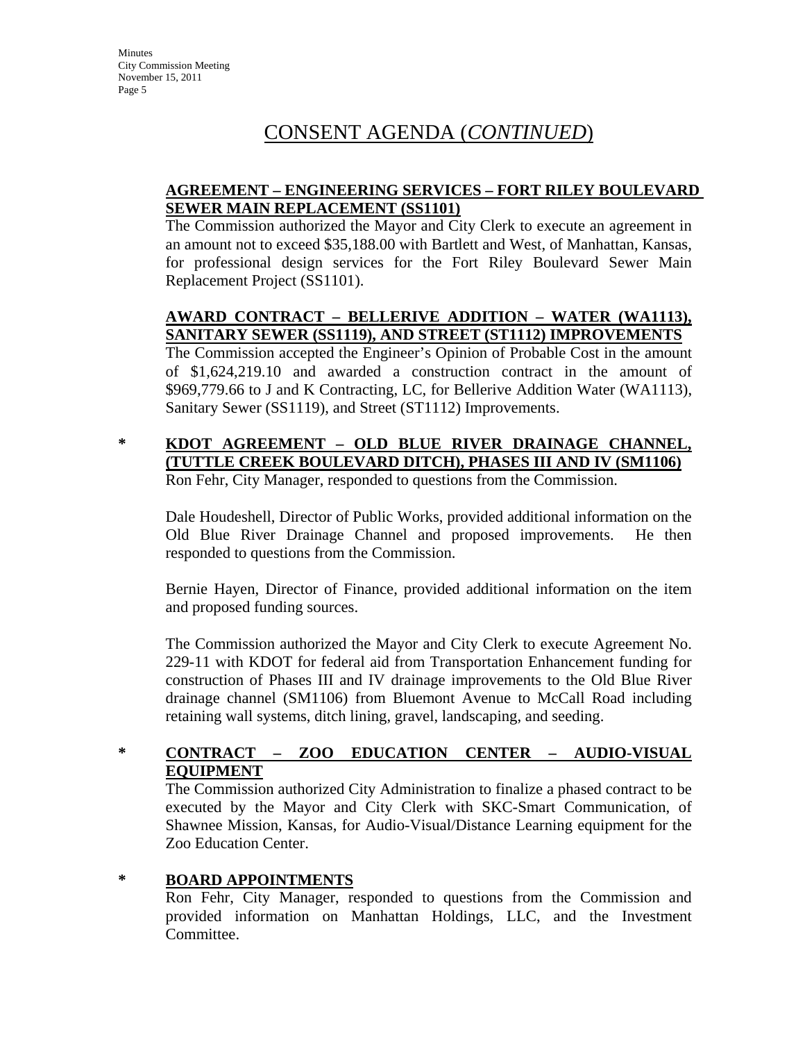# CONSENT AGENDA (*CONTINUED*)

**AGREEMENT – ENGINEERING SERVICES – FORT RILEY BOULEVARD SEWER MAIN REPLACEMENT (SS1101)**

The Commission authorized the Mayor and City Clerk to execute an agreement in an amount not to exceed $35,188.00 with Bartlett and West, of Manhattan, Kansas, for professional design services for the Fort Riley Boulevard Sewer Main Replacement Project (SS1101).

**AWARD CONTRACT – BELLERIVE ADDITION – WATER (WA1113), SANITARY SEWER (SS1119), AND STREET (ST1112) IMPROVEMENTS**

The Commission accepted the Engineer's Opinion of Probable Cost in the amount of $1,624,219.10 and awarded a construction contract in the amount of $969,779.66 to J and K Contracting, LC, for Bellerive Addition Water (WA1113), Sanitary Sewer (SS1119), and Street (ST1112) Improvements.

\* **KDOT AGREEMENT – OLD BLUE RIVER DRAINAGE CHANNEL, (TUTTLE CREEK BOULEVARD DITCH), PHASES III AND IV (SM1106)**

Ron Fehr, City Manager, responded to questions from the Commission.

Dale Houdeshell, Director of Public Works, provided additional information on the Old Blue River Drainage Channel and proposed improvements. He then responded to questions from the Commission.

Bernie Hayen, Director of Finance, provided additional information on the item and proposed funding sources.

The Commission authorized the Mayor and City Clerk to execute Agreement No. 229-11 with KDOT for federal aid from Transportation Enhancement funding for construction of Phases III and IV drainage improvements to the Old Blue River drainage channel (SM1106) from Bluemont Avenue to McCall Road including retaining wall systems, ditch lining, gravel, landscaping, and seeding.

\* **CONTRACT – ZOO EDUCATION CENTER – AUDIO-VISUAL EQUIPMENT**

The Commission authorized City Administration to finalize a phased contract to be executed by the Mayor and City Clerk with SKC-Smart Communication, of Shawnee Mission, Kansas, for Audio-Visual/Distance Learning equipment for the Zoo Education Center.

\* **BOARD APPOINTMENTS**

Ron Fehr, City Manager, responded to questions from the Commission and provided information on Manhattan Holdings, LLC, and the Investment Committee.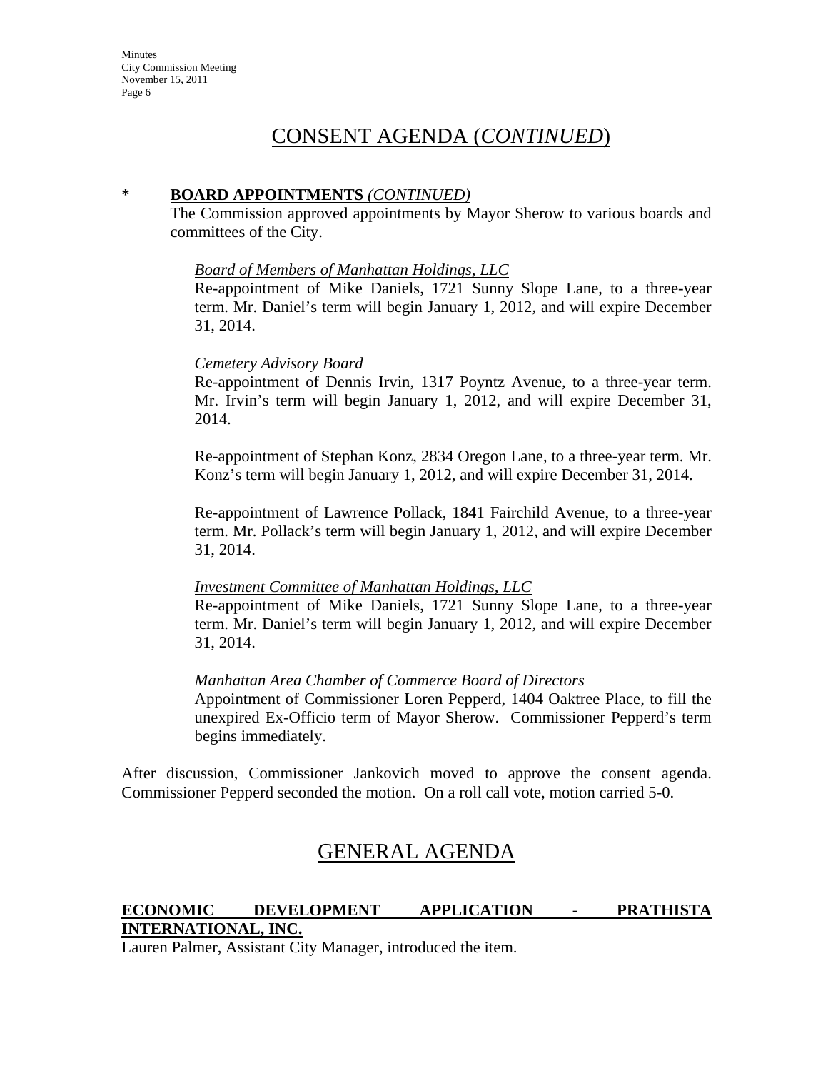# CONSENT AGENDA (*CONTINUED*)

**\* BOARD APPOINTMENTS** ***(CONTINUED)***

The Commission approved appointments by Mayor Sherow to various boards and committees of the City.

*Board of Members of Manhattan Holdings, LLC*

Re-appointment of Mike Daniels, 1721 Sunny Slope Lane, to a three-year term. Mr. Daniel's term will begin January 1, 2012, and will expire December 31, 2014.

*Cemetery Advisory Board*

Re-appointment of Dennis Irvin, 1317 Poyntz Avenue, to a three-year term. Mr. Irvin's term will begin January 1, 2012, and will expire December 31, 2014.

Re-appointment of Stephan Konz, 2834 Oregon Lane, to a three-year term. Mr. Konz's term will begin January 1, 2012, and will expire December 31, 2014.

Re-appointment of Lawrence Pollack, 1841 Fairchild Avenue, to a three-year term. Mr. Pollack's term will begin January 1, 2012, and will expire December 31, 2014.

*Investment Committee of Manhattan Holdings, LLC*

Re-appointment of Mike Daniels, 1721 Sunny Slope Lane, to a three-year term. Mr. Daniel's term will begin January 1, 2012, and will expire December 31, 2014.

*Manhattan Area Chamber of Commerce Board of Directors*

Appointment of Commissioner Loren Pepperd, 1404 Oaktree Place, to fill the unexpired Ex-Officio term of Mayor Sherow. Commissioner Pepperd's term begins immediately.

After discussion, Commissioner Jankovich moved to approve the consent agenda. Commissioner Pepperd seconded the motion. On a roll call vote, motion carried 5-0.

# GENERAL AGENDA

**ECONOMIC DEVELOPMENT APPLICATION - PRATHISTA INTERNATIONAL, INC.**

Lauren Palmer, Assistant City Manager, introduced the item.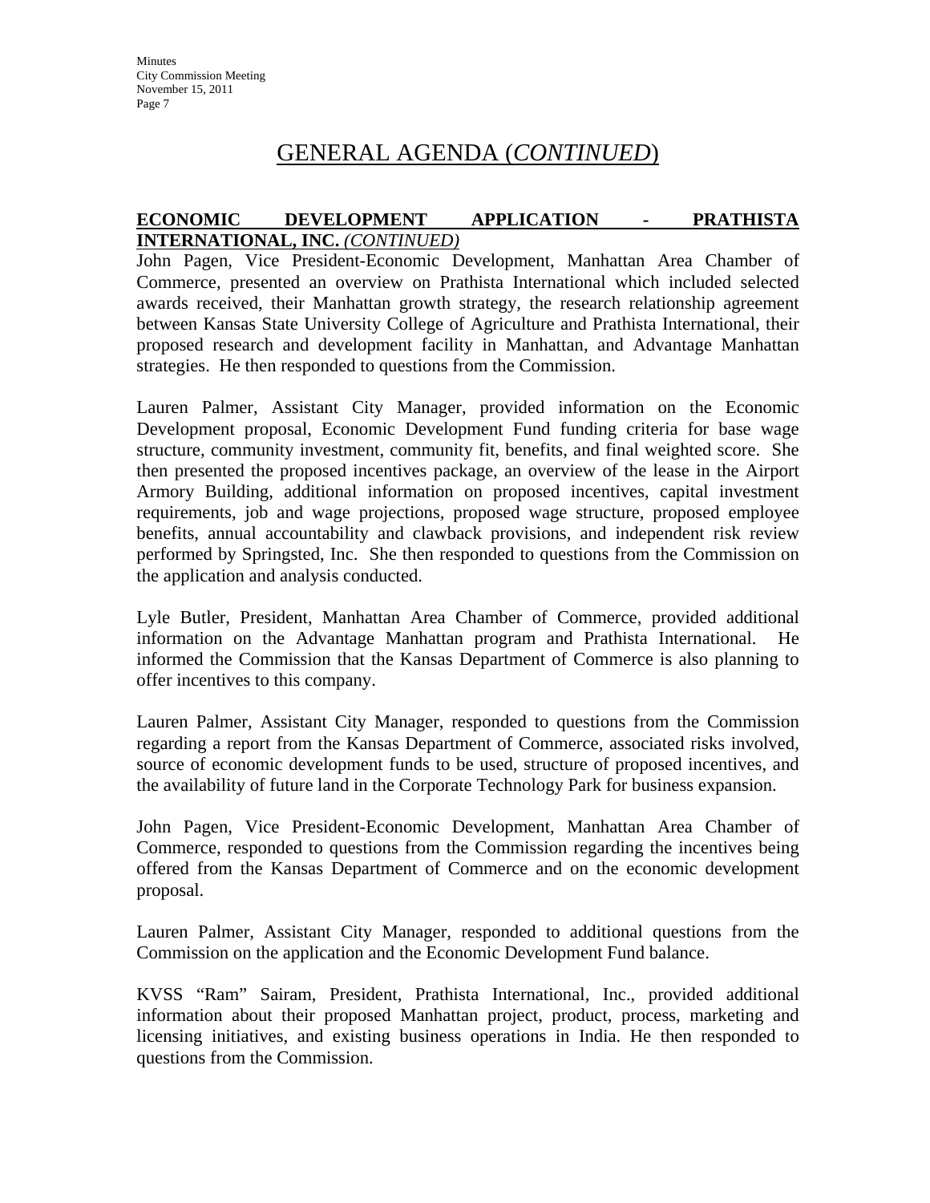## GENERAL AGENDA (*CONTINUED*)

**ECONOMIC DEVELOPMENT APPLICATION - PRATHISTA INTERNATIONAL, INC.** ***(CONTINUED)***

John Pagen, Vice President-Economic Development, Manhattan Area Chamber of Commerce, presented an overview on Prathista International which included selected awards received, their Manhattan growth strategy, the research relationship agreement between Kansas State University College of Agriculture and Prathista International, their proposed research and development facility in Manhattan, and Advantage Manhattan strategies. He then responded to questions from the Commission.

Lauren Palmer, Assistant City Manager, provided information on the Economic Development proposal, Economic Development Fund funding criteria for base wage structure, community investment, community fit, benefits, and final weighted score. She then presented the proposed incentives package, an overview of the lease in the Airport Armory Building, additional information on proposed incentives, capital investment requirements, job and wage projections, proposed wage structure, proposed employee benefits, annual accountability and clawback provisions, and independent risk review performed by Springsted, Inc. She then responded to questions from the Commission on the application and analysis conducted.

Lyle Butler, President, Manhattan Area Chamber of Commerce, provided additional information on the Advantage Manhattan program and Prathista International. He informed the Commission that the Kansas Department of Commerce is also planning to offer incentives to this company.

Lauren Palmer, Assistant City Manager, responded to questions from the Commission regarding a report from the Kansas Department of Commerce, associated risks involved, source of economic development funds to be used, structure of proposed incentives, and the availability of future land in the Corporate Technology Park for business expansion.

John Pagen, Vice President-Economic Development, Manhattan Area Chamber of Commerce, responded to questions from the Commission regarding the incentives being offered from the Kansas Department of Commerce and on the economic development proposal.

Lauren Palmer, Assistant City Manager, responded to additional questions from the Commission on the application and the Economic Development Fund balance.

KVSS "Ram" Sairam, President, Prathista International, Inc., provided additional information about their proposed Manhattan project, product, process, marketing and licensing initiatives, and existing business operations in India. He then responded to questions from the Commission.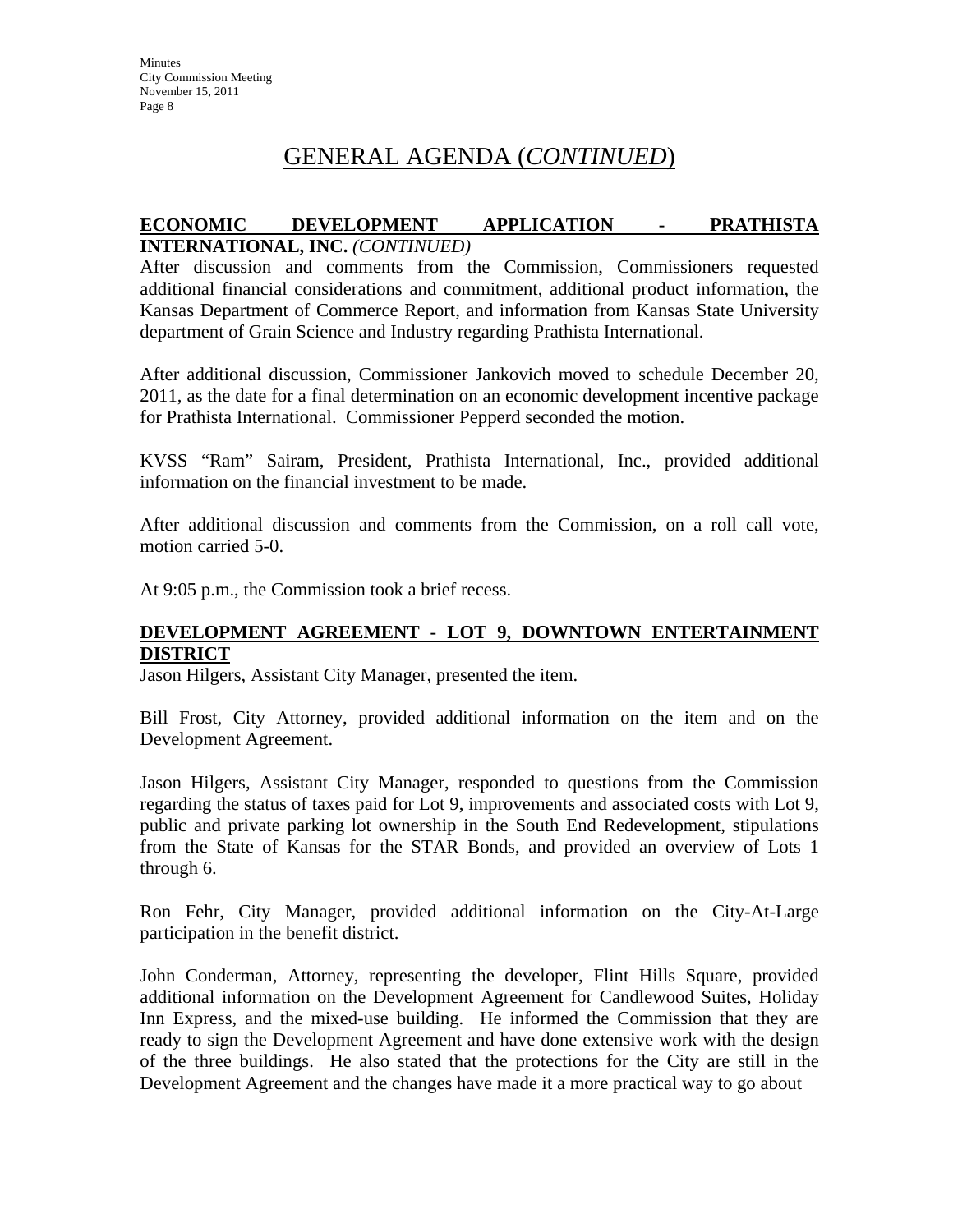# GENERAL AGENDA (*CONTINUED*)

**ECONOMIC DEVELOPMENT APPLICATION - PRATHISTA INTERNATIONAL, INC.** ***(CONTINUED)***

After discussion and comments from the Commission, Commissioners requested additional financial considerations and commitment, additional product information, the Kansas Department of Commerce Report, and information from Kansas State University department of Grain Science and Industry regarding Prathista International.

After additional discussion, Commissioner Jankovich moved to schedule December 20, 2011, as the date for a final determination on an economic development incentive package for Prathista International. Commissioner Pepperd seconded the motion.

KVSS "Ram" Sairam, President, Prathista International, Inc., provided additional information on the financial investment to be made.

After additional discussion and comments from the Commission, on a roll call vote, motion carried 5-0.

At 9:05 p.m., the Commission took a brief recess.

**DEVELOPMENT AGREEMENT - LOT 9, DOWNTOWN ENTERTAINMENT DISTRICT**

Jason Hilgers, Assistant City Manager, presented the item.

Bill Frost, City Attorney, provided additional information on the item and on the Development Agreement.

Jason Hilgers, Assistant City Manager, responded to questions from the Commission regarding the status of taxes paid for Lot 9, improvements and associated costs with Lot 9, public and private parking lot ownership in the South End Redevelopment, stipulations from the State of Kansas for the STAR Bonds, and provided an overview of Lots 1 through 6.

Ron Fehr, City Manager, provided additional information on the City-At-Large participation in the benefit district.

John Conderman, Attorney, representing the developer, Flint Hills Square, provided additional information on the Development Agreement for Candlewood Suites, Holiday Inn Express, and the mixed-use building. He informed the Commission that they are ready to sign the Development Agreement and have done extensive work with the design of the three buildings. He also stated that the protections for the City are still in the Development Agreement and the changes have made it a more practical way to go about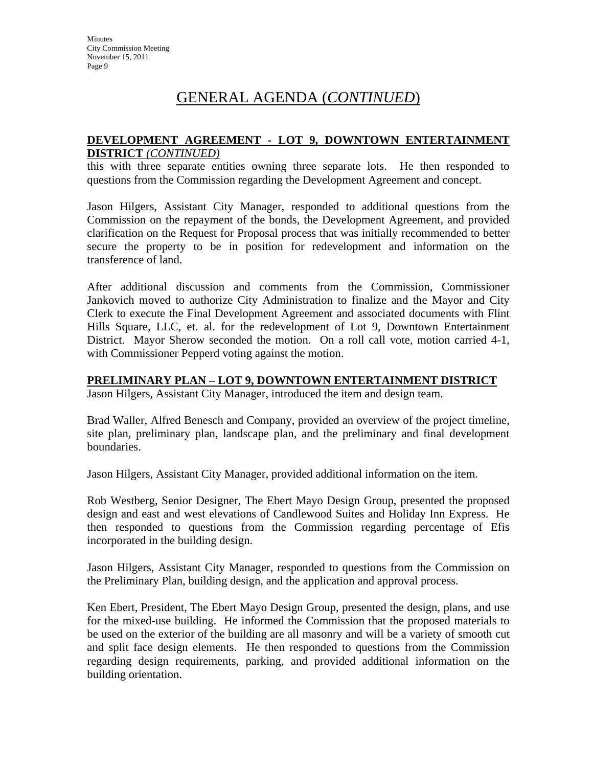# GENERAL AGENDA (*CONTINUED*)

**DEVELOPMENT AGREEMENT - LOT 9, DOWNTOWN ENTERTAINMENT DISTRICT** *(CONTINUED)*

this with three separate entities owning three separate lots. He then responded to questions from the Commission regarding the Development Agreement and concept.

Jason Hilgers, Assistant City Manager, responded to additional questions from the Commission on the repayment of the bonds, the Development Agreement, and provided clarification on the Request for Proposal process that was initially recommended to better secure the property to be in position for redevelopment and information on the transference of land.

After additional discussion and comments from the Commission, Commissioner Jankovich moved to authorize City Administration to finalize and the Mayor and City Clerk to execute the Final Development Agreement and associated documents with Flint Hills Square, LLC, et. al. for the redevelopment of Lot 9, Downtown Entertainment District. Mayor Sherow seconded the motion. On a roll call vote, motion carried 4-1, with Commissioner Pepperd voting against the motion.

**PRELIMINARY PLAN – LOT 9, DOWNTOWN ENTERTAINMENT DISTRICT**

Jason Hilgers, Assistant City Manager, introduced the item and design team.

Brad Waller, Alfred Benesch and Company, provided an overview of the project timeline, site plan, preliminary plan, landscape plan, and the preliminary and final development boundaries.

Jason Hilgers, Assistant City Manager, provided additional information on the item.

Rob Westberg, Senior Designer, The Ebert Mayo Design Group, presented the proposed design and east and west elevations of Candlewood Suites and Holiday Inn Express. He then responded to questions from the Commission regarding percentage of Efis incorporated in the building design.

Jason Hilgers, Assistant City Manager, responded to questions from the Commission on the Preliminary Plan, building design, and the application and approval process.

Ken Ebert, President, The Ebert Mayo Design Group, presented the design, plans, and use for the mixed-use building. He informed the Commission that the proposed materials to be used on the exterior of the building are all masonry and will be a variety of smooth cut and split face design elements. He then responded to questions from the Commission regarding design requirements, parking, and provided additional information on the building orientation.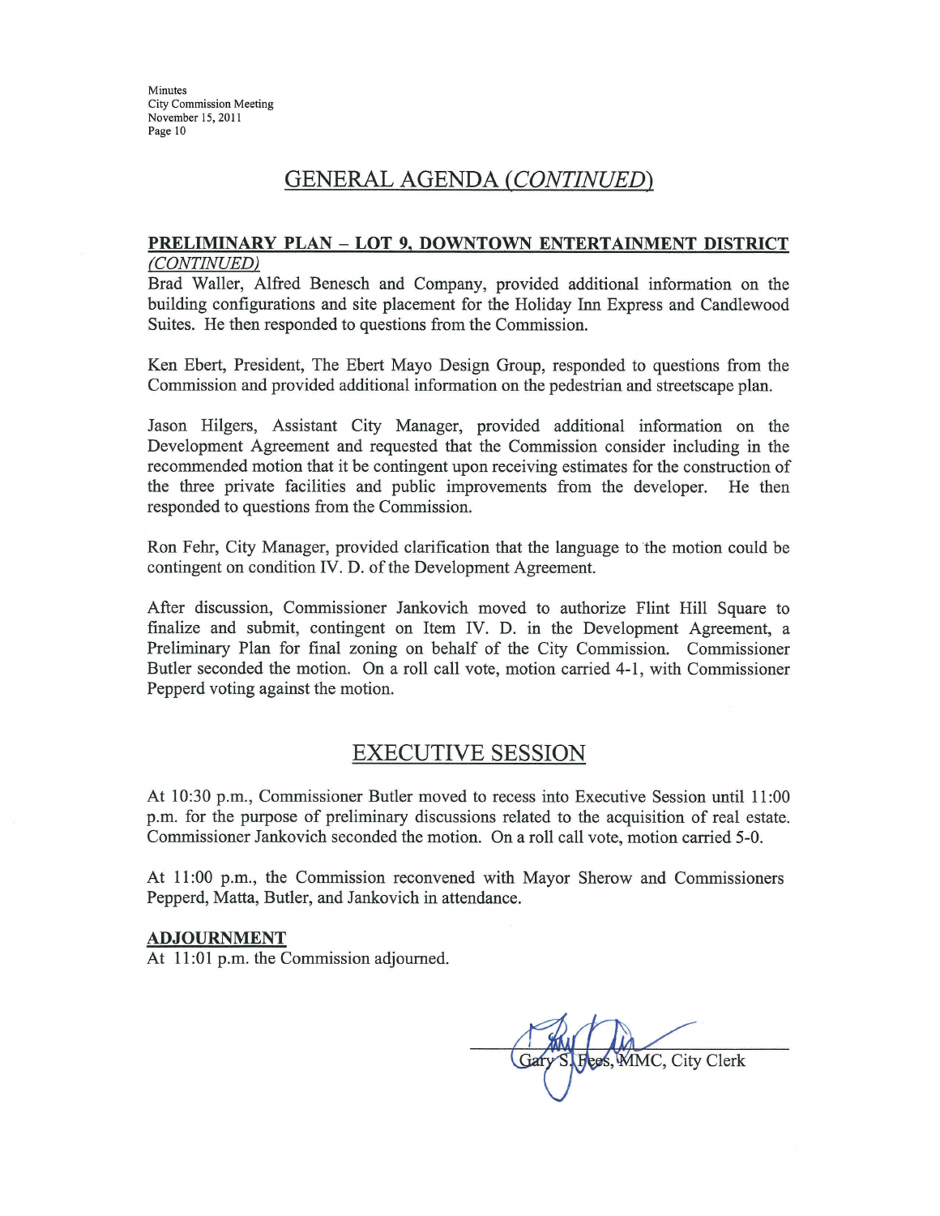## GENERAL AGENDA *(CONTINUED)*

**PRELIMINARY PLAN – LOT 9, DOWNTOWN ENTERTAINMENT DISTRICT**
*(CONTINUED)*

Brad Waller, Alfred Benesch and Company, provided additional information on the building configurations and site placement for the Holiday Inn Express and Candlewood Suites. He then responded to questions from the Commission.

Ken Ebert, President, The Ebert Mayo Design Group, responded to questions from the Commission and provided additional information on the pedestrian and streetscape plan.

Jason Hilgers, Assistant City Manager, provided additional information on the Development Agreement and requested that the Commission consider including in the recommended motion that it be contingent upon receiving estimates for the construction of the three private facilities and public improvements from the developer. He then responded to questions from the Commission.

Ron Fehr, City Manager, provided clarification that the language to the motion could be contingent on condition IV. D. of the Development Agreement.

After discussion, Commissioner Jankovich moved to authorize Flint Hill Square to finalize and submit, contingent on Item IV. D. in the Development Agreement, a Preliminary Plan for final zoning on behalf of the City Commission. Commissioner Butler seconded the motion. On a roll call vote, motion carried 4-1, with Commissioner Pepperd voting against the motion.

## EXECUTIVE SESSION

At 10:30 p.m., Commissioner Butler moved to recess into Executive Session until 11:00 p.m. for the purpose of preliminary discussions related to the acquisition of real estate. Commissioner Jankovich seconded the motion. On a roll call vote, motion carried 5-0.

At 11:00 p.m., the Commission reconvened with Mayor Sherow and Commissioners Pepperd, Matta, Butler, and Jankovich in attendance.

**ADJOURNMENT**

At 11:01 p.m. the Commission adjourned.

Gary S. Fees, MMC, City Clerk